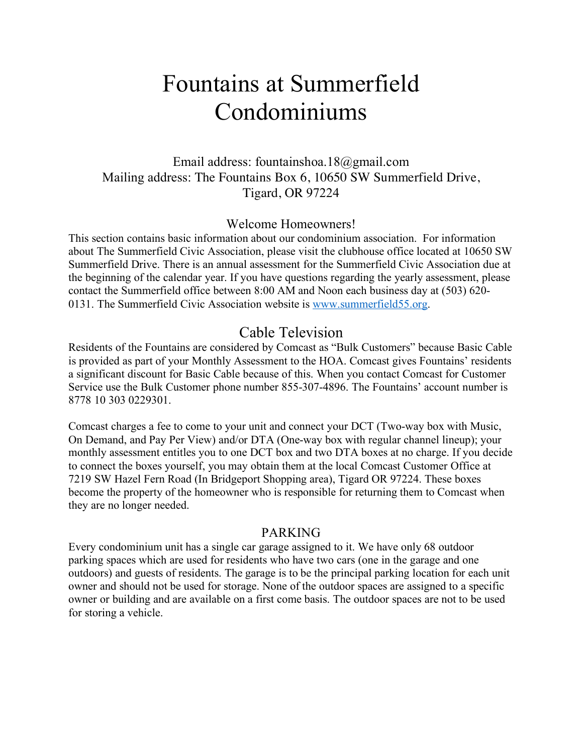# Fountains at Summerfield Condominiums

Email address: fountainshoa.18@gmail.com
Mailing address: The Fountains Box 6, 10650 SW Summerfield Drive, Tigard, OR 97224

### Welcome Homeowners!

This section contains basic information about our condominium association. For information about The Summerfield Civic Association, please visit the clubhouse office located at 10650 SW Summerfield Drive. There is an annual assessment for the Summerfield Civic Association due at the beginning of the calendar year. If you have questions regarding the yearly assessment, please contact the Summerfield office between 8:00 AM and Noon each business day at (503) 620-0131. The Summerfield Civic Association website is [www.summerfield55.org](http://www.summerfield55.org).

## Cable Television

Residents of the Fountains are considered by Comcast as "Bulk Customers" because Basic Cable is provided as part of your Monthly Assessment to the HOA. Comcast gives Fountains' residents a significant discount for Basic Cable because of this. When you contact Comcast for Customer Service use the Bulk Customer phone number 855-307-4896. The Fountains' account number is 8778 10 303 0229301.

Comcast charges a fee to come to your unit and connect your DCT (Two-way box with Music, On Demand, and Pay Per View) and/or DTA (One-way box with regular channel lineup); your monthly assessment entitles you to one DCT box and two DTA boxes at no charge. If you decide to connect the boxes yourself, you may obtain them at the local Comcast Customer Office at 7219 SW Hazel Fern Road (In Bridgeport Shopping area), Tigard OR 97224. These boxes become the property of the homeowner who is responsible for returning them to Comcast when they are no longer needed.

### PARKING

Every condominium unit has a single car garage assigned to it. We have only 68 outdoor parking spaces which are used for residents who have two cars (one in the garage and one outdoors) and guests of residents. The garage is to be the principal parking location for each unit owner and should not be used for storage. None of the outdoor spaces are assigned to a specific owner or building and are available on a first come basis. The outdoor spaces are not to be used for storing a vehicle.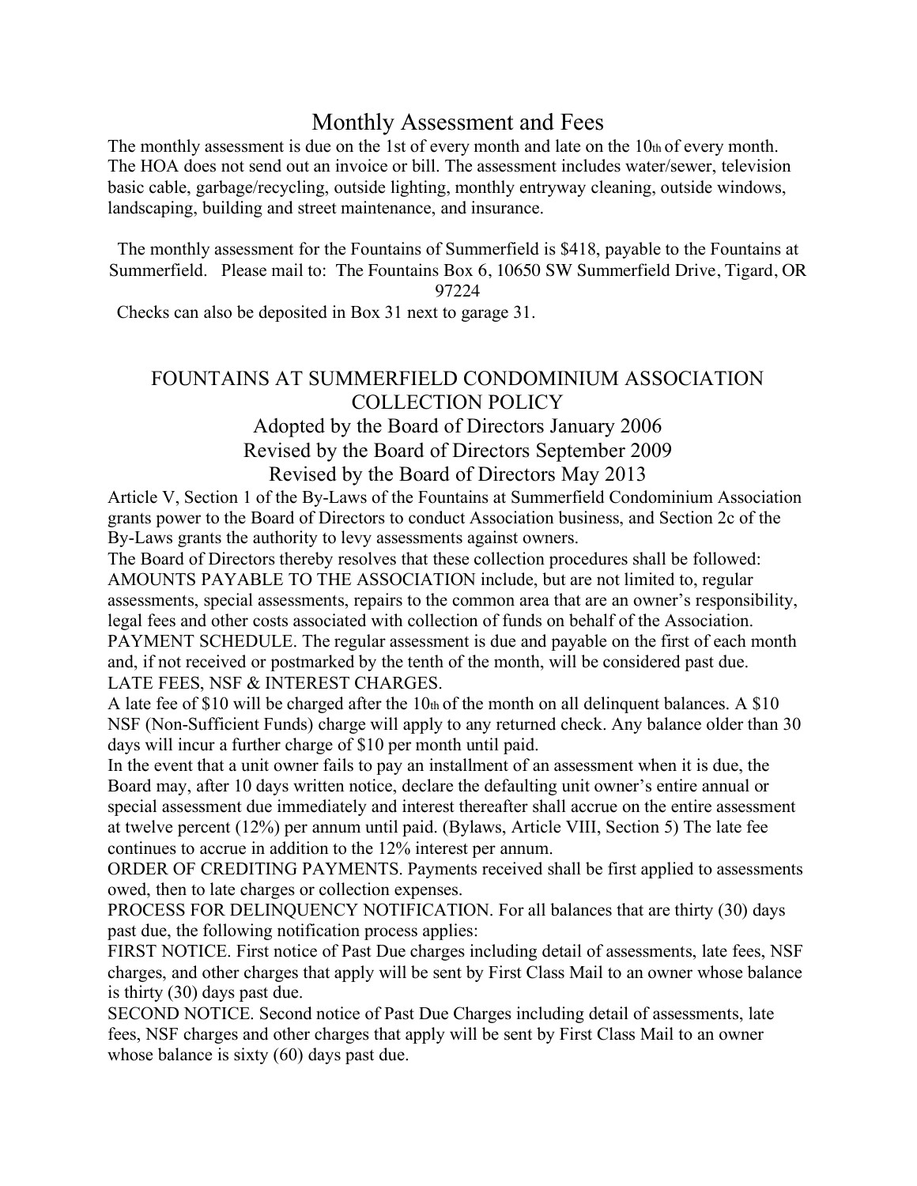# Monthly Assessment and Fees

The monthly assessment is due on the 1st of every month and late on the 10th of every month. The HOA does not send out an invoice or bill. The assessment includes water/sewer, television basic cable, garbage/recycling, outside lighting, monthly entryway cleaning, outside windows, landscaping, building and street maintenance, and insurance.

The monthly assessment for the Fountains of Summerfield is $418, payable to the Fountains at Summerfield. Please mail to: The Fountains Box 6, 10650 SW Summerfield Drive, Tigard, OR 97224

Checks can also be deposited in Box 31 next to garage 31.

## FOUNTAINS AT SUMMERFIELD CONDOMINIUM ASSOCIATION COLLECTION POLICY

### Adopted by the Board of Directors January 2006
### Revised by the Board of Directors September 2009
### Revised by the Board of Directors May 2013

Article V, Section 1 of the By-Laws of the Fountains at Summerfield Condominium Association grants power to the Board of Directors to conduct Association business, and Section 2c of the By-Laws grants the authority to levy assessments against owners.

The Board of Directors thereby resolves that these collection procedures shall be followed:

AMOUNTS PAYABLE TO THE ASSOCIATION include, but are not limited to, regular assessments, special assessments, repairs to the common area that are an owner's responsibility, legal fees and other costs associated with collection of funds on behalf of the Association.

PAYMENT SCHEDULE. The regular assessment is due and payable on the first of each month and, if not received or postmarked by the tenth of the month, will be considered past due.

LATE FEES, NSF & INTEREST CHARGES.

A late fee of $10 will be charged after the 10th of the month on all delinquent balances. A $10 NSF (Non-Sufficient Funds) charge will apply to any returned check. Any balance older than 30 days will incur a further charge of $10 per month until paid.

In the event that a unit owner fails to pay an installment of an assessment when it is due, the Board may, after 10 days written notice, declare the defaulting unit owner's entire annual or special assessment due immediately and interest thereafter shall accrue on the entire assessment at twelve percent (12%) per annum until paid. (Bylaws, Article VIII, Section 5) The late fee continues to accrue in addition to the 12% interest per annum.

ORDER OF CREDITING PAYMENTS. Payments received shall be first applied to assessments owed, then to late charges or collection expenses.

PROCESS FOR DELINQUENCY NOTIFICATION. For all balances that are thirty (30) days past due, the following notification process applies:

FIRST NOTICE. First notice of Past Due charges including detail of assessments, late fees, NSF charges, and other charges that apply will be sent by First Class Mail to an owner whose balance is thirty (30) days past due.

SECOND NOTICE. Second notice of Past Due Charges including detail of assessments, late fees, NSF charges and other charges that apply will be sent by First Class Mail to an owner whose balance is sixty (60) days past due.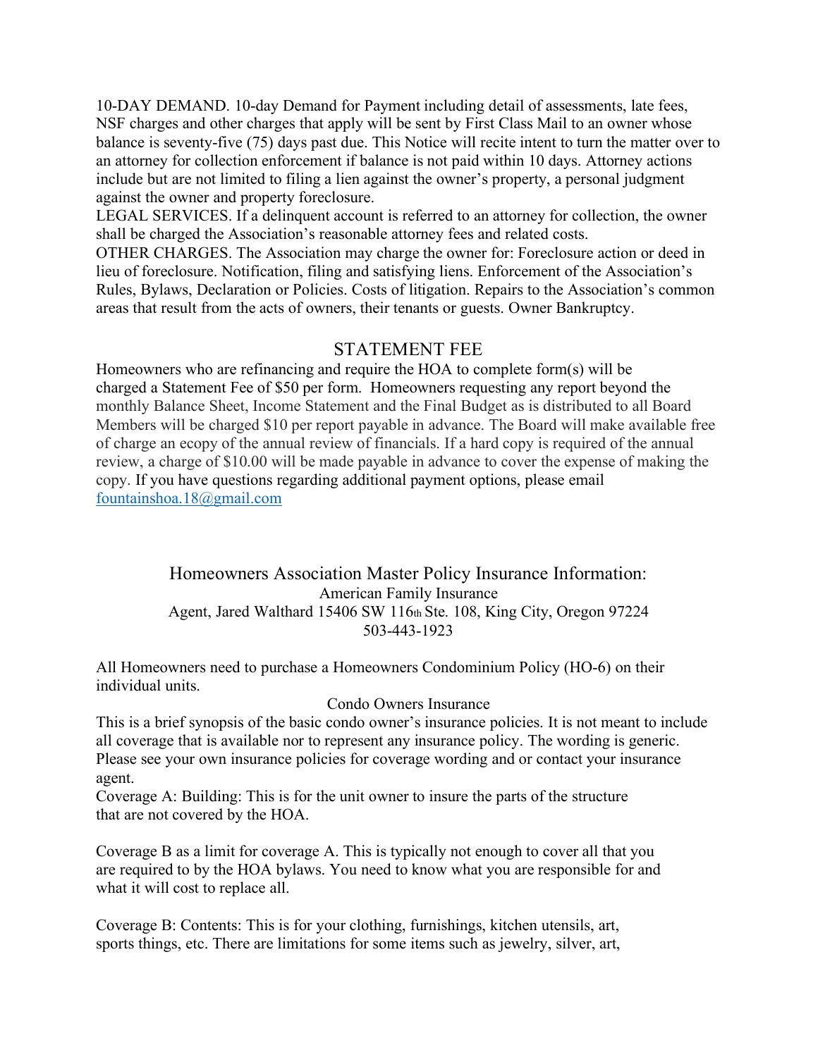10-DAY DEMAND. 10-day Demand for Payment including detail of assessments, late fees, NSF charges and other charges that apply will be sent by First Class Mail to an owner whose balance is seventy-five (75) days past due. This Notice will recite intent to turn the matter over to an attorney for collection enforcement if balance is not paid within 10 days. Attorney actions include but are not limited to filing a lien against the owner's property, a personal judgment against the owner and property foreclosure.

LEGAL SERVICES. If a delinquent account is referred to an attorney for collection, the owner shall be charged the Association's reasonable attorney fees and related costs.

OTHER CHARGES. The Association may charge the owner for: Foreclosure action or deed in lieu of foreclosure. Notification, filing and satisfying liens. Enforcement of the Association's Rules, Bylaws, Declaration or Policies. Costs of litigation. Repairs to the Association's common areas that result from the acts of owners, their tenants or guests. Owner Bankruptcy.

## STATEMENT FEE

Homeowners who are refinancing and require the HOA to complete form(s) will be charged a Statement Fee of $50 per form. Homeowners requesting any report beyond the monthly Balance Sheet, Income Statement and the Final Budget as is distributed to all Board Members will be charged $10 per report payable in advance. The Board will make available free of charge an ecopy of the annual review of financials. If a hard copy is required of the annual review, a charge of $10.00 will be made payable in advance to cover the expense of making the copy. If you have questions regarding additional payment options, please email fountainshoa.18@gmail.com

## Homeowners Association Master Policy Insurance Information:

American Family Insurance
Agent, Jared Walthard 15406 SW 116th Ste. 108, King City, Oregon 97224
503-443-1923

All Homeowners need to purchase a Homeowners Condominium Policy (HO-6) on their individual units.

### Condo Owners Insurance

This is a brief synopsis of the basic condo owner's insurance policies. It is not meant to include all coverage that is available nor to represent any insurance policy. The wording is generic. Please see your own insurance policies for coverage wording and or contact your insurance agent.

Coverage A: Building: This is for the unit owner to insure the parts of the structure that are not covered by the HOA.

Coverage B as a limit for coverage A. This is typically not enough to cover all that you are required to by the HOA bylaws. You need to know what you are responsible for and what it will cost to replace all.

Coverage B: Contents: This is for your clothing, furnishings, kitchen utensils, art, sports things, etc. There are limitations for some items such as jewelry, silver, art,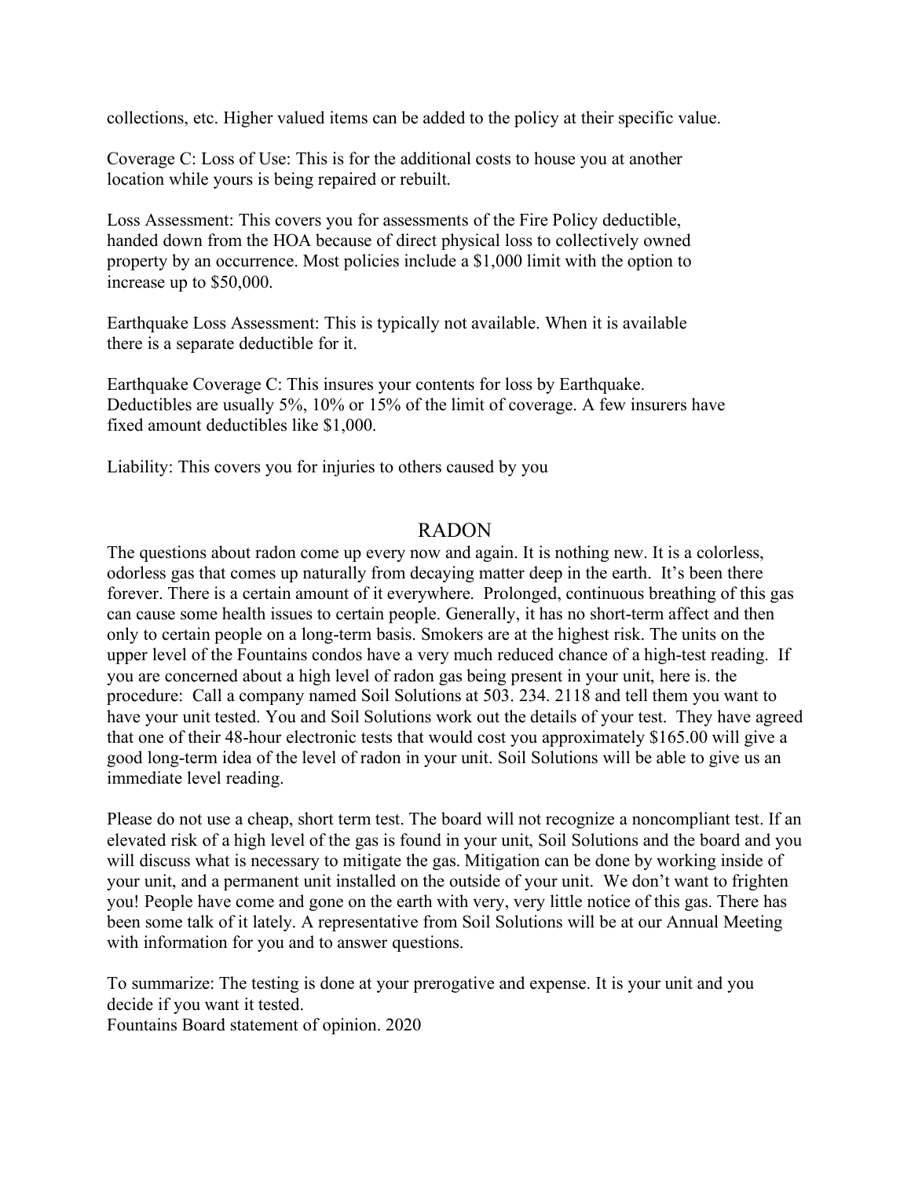collections, etc. Higher valued items can be added to the policy at their specific value.

Coverage C: Loss of Use: This is for the additional costs to house you at another location while yours is being repaired or rebuilt.

Loss Assessment: This covers you for assessments of the Fire Policy deductible, handed down from the HOA because of direct physical loss to collectively owned property by an occurrence. Most policies include a $1,000 limit with the option to increase up to $50,000.

Earthquake Loss Assessment: This is typically not available. When it is available there is a separate deductible for it.

Earthquake Coverage C: This insures your contents for loss by Earthquake. Deductibles are usually 5%, 10% or 15% of the limit of coverage. A few insurers have fixed amount deductibles like $1,000.

Liability: This covers you for injuries to others caused by you

## RADON

The questions about radon come up every now and again. It is nothing new. It is a colorless, odorless gas that comes up naturally from decaying matter deep in the earth. It's been there forever. There is a certain amount of it everywhere. Prolonged, continuous breathing of this gas can cause some health issues to certain people. Generally, it has no short-term affect and then only to certain people on a long-term basis. Smokers are at the highest risk. The units on the upper level of the Fountains condos have a very much reduced chance of a high-test reading. If you are concerned about a high level of radon gas being present in your unit, here is. the procedure: Call a company named Soil Solutions at 503. 234. 2118 and tell them you want to have your unit tested. You and Soil Solutions work out the details of your test. They have agreed that one of their 48-hour electronic tests that would cost you approximately $165.00 will give a good long-term idea of the level of radon in your unit. Soil Solutions will be able to give us an immediate level reading.

Please do not use a cheap, short term test. The board will not recognize a noncompliant test. If an elevated risk of a high level of the gas is found in your unit, Soil Solutions and the board and you will discuss what is necessary to mitigate the gas. Mitigation can be done by working inside of your unit, and a permanent unit installed on the outside of your unit. We don't want to frighten you! People have come and gone on the earth with very, very little notice of this gas. There has been some talk of it lately. A representative from Soil Solutions will be at our Annual Meeting with information for you and to answer questions.

To summarize: The testing is done at your prerogative and expense. It is your unit and you decide if you want it tested.
Fountains Board statement of opinion. 2020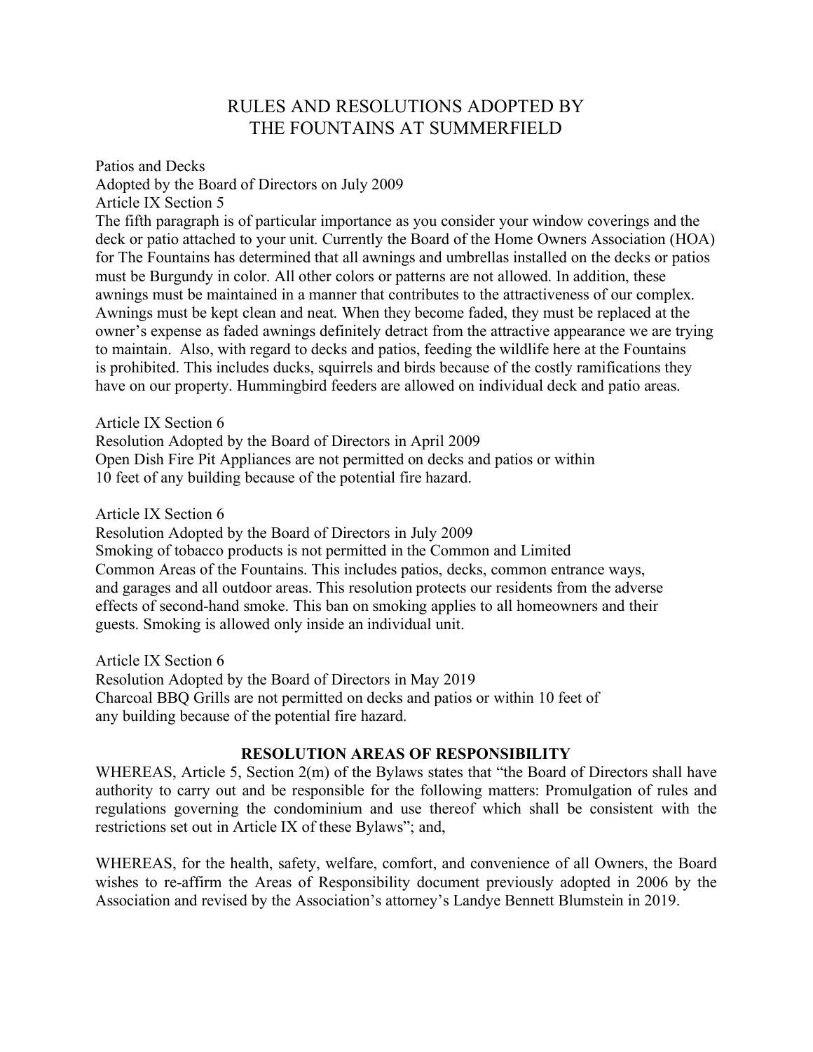# RULES AND RESOLUTIONS ADOPTED BY THE FOUNTAINS AT SUMMERFIELD

Patios and Decks
Adopted by the Board of Directors on July 2009
Article IX Section 5
The fifth paragraph is of particular importance as you consider your window coverings and the deck or patio attached to your unit. Currently the Board of the Home Owners Association (HOA) for The Fountains has determined that all awnings and umbrellas installed on the decks or patios must be Burgundy in color. All other colors or patterns are not allowed. In addition, these awnings must be maintained in a manner that contributes to the attractiveness of our complex. Awnings must be kept clean and neat. When they become faded, they must be replaced at the owner's expense as faded awnings definitely detract from the attractive appearance we are trying to maintain. Also, with regard to decks and patios, feeding the wildlife here at the Fountains is prohibited. This includes ducks, squirrels and birds because of the costly ramifications they have on our property. Hummingbird feeders are allowed on individual deck and patio areas.

Article IX Section 6
Resolution Adopted by the Board of Directors in April 2009
Open Dish Fire Pit Appliances are not permitted on decks and patios or within 10 feet of any building because of the potential fire hazard.

Article IX Section 6
Resolution Adopted by the Board of Directors in July 2009
Smoking of tobacco products is not permitted in the Common and Limited Common Areas of the Fountains. This includes patios, decks, common entrance ways, and garages and all outdoor areas. This resolution protects our residents from the adverse effects of second-hand smoke. This ban on smoking applies to all homeowners and their guests. Smoking is allowed only inside an individual unit.

Article IX Section 6
Resolution Adopted by the Board of Directors in May 2019
Charcoal BBQ Grills are not permitted on decks and patios or within 10 feet of any building because of the potential fire hazard.

**RESOLUTION AREAS OF RESPONSIBILITY**

WHEREAS, Article 5, Section 2(m) of the Bylaws states that "the Board of Directors shall have authority to carry out and be responsible for the following matters: Promulgation of rules and regulations governing the condominium and use thereof which shall be consistent with the restrictions set out in Article IX of these Bylaws"; and,

WHEREAS, for the health, safety, welfare, comfort, and convenience of all Owners, the Board wishes to re-affirm the Areas of Responsibility document previously adopted in 2006 by the Association and revised by the Association's attorney's Landye Bennett Blumstein in 2019.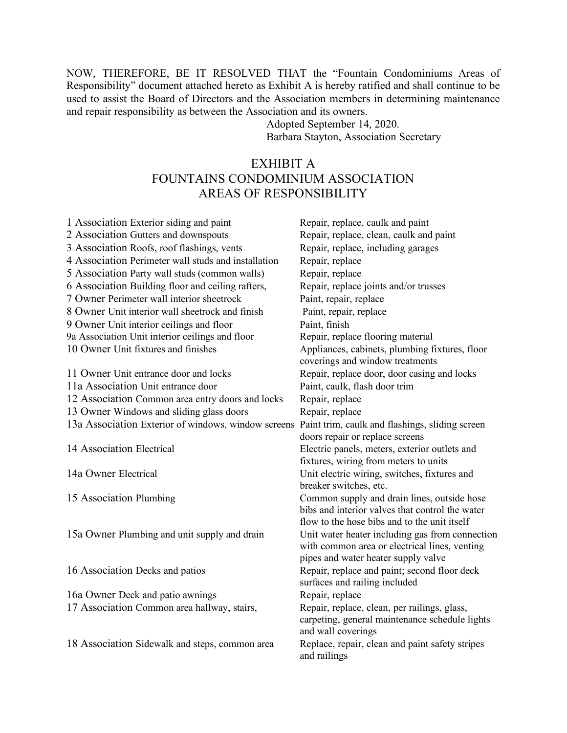NOW, THEREFORE, BE IT RESOLVED THAT the "Fountain Condominiums Areas of Responsibility" document attached hereto as Exhibit A is hereby ratified and shall continue to be used to assist the Board of Directors and the Association members in determining maintenance and repair responsibility as between the Association and its owners.

Adopted September 14, 2020.
Barbara Stayton, Association Secretary

# EXHIBIT A
# FOUNTAINS CONDOMINIUM ASSOCIATION
# AREAS OF RESPONSIBILITY

| Item | Responsibility |
|---|---|
| 1 Association Exterior siding and paint | Repair, replace, caulk and paint |
| 2 Association Gutters and downspouts | Repair, replace, clean, caulk and paint |
| 3 Association Roofs, roof flashings, vents | Repair, replace, including garages |
| 4 Association Perimeter wall studs and installation | Repair, replace |
| 5 Association Party wall studs (common walls) | Repair, replace |
| 6 Association Building floor and ceiling rafters, | Repair, replace joints and/or trusses |
| 7 Owner Perimeter wall interior sheetrock | Paint, repair, replace |
| 8 Owner Unit interior wall sheetrock and finish | Paint, repair, replace |
| 9 Owner Unit interior ceilings and floor | Paint, finish |
| 9a Association Unit interior ceilings and floor | Repair, replace flooring material |
| 10 Owner Unit fixtures and finishes | Appliances, cabinets, plumbing fixtures, floor coverings and window treatments |
| 11 Owner Unit entrance door and locks | Repair, replace door, door casing and locks |
| 11a Association Unit entrance door | Paint, caulk, flash door trim |
| 12 Association Common area entry doors and locks | Repair, replace |
| 13 Owner Windows and sliding glass doors | Repair, replace |
| 13a Association Exterior of windows, window screens | Paint trim, caulk and flashings, sliding screen doors repair or replace screens |
| 14 Association Electrical | Electric panels, meters, exterior outlets and fixtures, wiring from meters to units |
| 14a Owner Electrical | Unit electric wiring, switches, fixtures and breaker switches, etc. |
| 15 Association Plumbing | Common supply and drain lines, outside hose bibs and interior valves that control the water flow to the hose bibs and to the unit itself |
| 15a Owner Plumbing and unit supply and drain | Unit water heater including gas from connection with common area or electrical lines, venting pipes and water heater supply valve |
| 16 Association Decks and patios | Repair, replace and paint; second floor deck surfaces and railing included |
| 16a Owner Deck and patio awnings | Repair, replace |
| 17 Association Common area hallway, stairs, | Repair, replace, clean, per railings, glass, carpeting, general maintenance schedule lights and wall coverings |
| 18 Association Sidewalk and steps, common area | Replace, repair, clean and paint safety stripes and railings |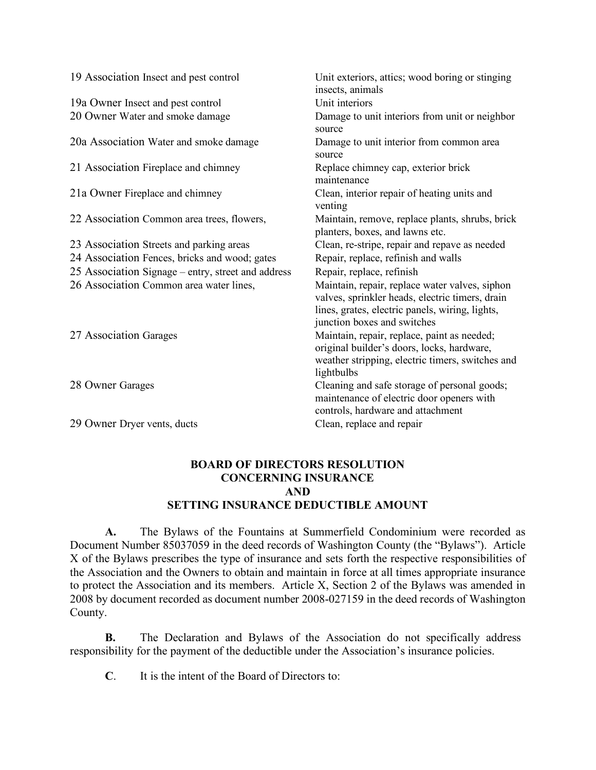| | |
|---|---|
| 19 Association Insect and pest control | Unit exteriors, attics; wood boring or stinging insects, animals |
| 19a Owner Insect and pest control | Unit interiors |
| 20 Owner Water and smoke damage | Damage to unit interiors from unit or neighbor source |
| 20a Association Water and smoke damage | Damage to unit interior from common area source |
| 21 Association Fireplace and chimney | Replace chimney cap, exterior brick maintenance |
| 21a Owner Fireplace and chimney | Clean, interior repair of heating units and venting |
| 22 Association Common area trees, flowers, | Maintain, remove, replace plants, shrubs, brick planters, boxes, and lawns etc. |
| 23 Association Streets and parking areas | Clean, re-stripe, repair and repave as needed |
| 24 Association Fences, bricks and wood; gates | Repair, replace, refinish and walls |
| 25 Association Signage – entry, street and address | Repair, replace, refinish |
| 26 Association Common area water lines, | Maintain, repair, replace water valves, siphon valves, sprinkler heads, electric timers, drain lines, grates, electric panels, wiring, lights, junction boxes and switches |
| 27 Association Garages | Maintain, repair, replace, paint as needed; original builder's doors, locks, hardware, weather stripping, electric timers, switches and lightbulbs |
| 28 Owner Garages | Cleaning and safe storage of personal goods; maintenance of electric door openers with controls, hardware and attachment |
| 29 Owner Dryer vents, ducts | Clean, replace and repair |

## BOARD OF DIRECTORS RESOLUTION CONCERNING INSURANCE AND SETTING INSURANCE DEDUCTIBLE AMOUNT

**A.** The Bylaws of the Fountains at Summerfield Condominium were recorded as Document Number 85037059 in the deed records of Washington County (the "Bylaws"). Article X of the Bylaws prescribes the type of insurance and sets forth the respective responsibilities of the Association and the Owners to obtain and maintain in force at all times appropriate insurance to protect the Association and its members. Article X, Section 2 of the Bylaws was amended in 2008 by document recorded as document number 2008-027159 in the deed records of Washington County.

**B.** The Declaration and Bylaws of the Association do not specifically address responsibility for the payment of the deductible under the Association's insurance policies.

**C**. It is the intent of the Board of Directors to: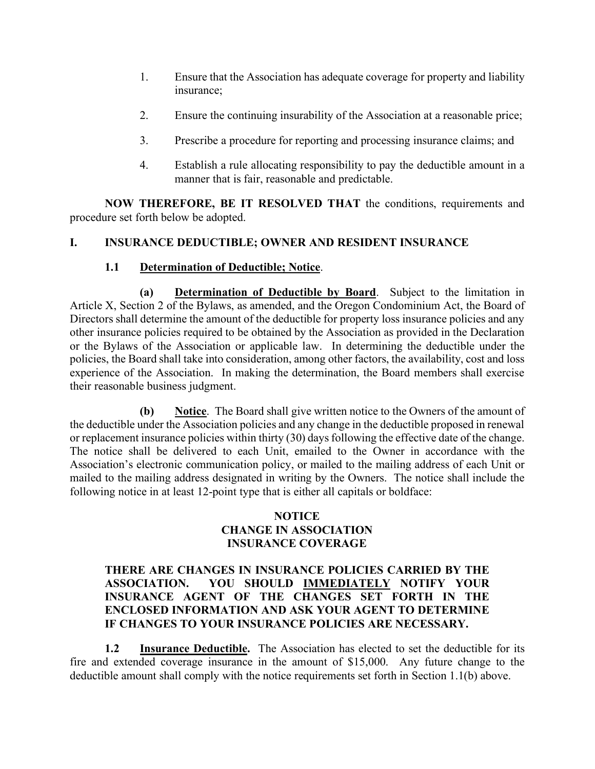1. Ensure that the Association has adequate coverage for property and liability insurance;

2. Ensure the continuing insurability of the Association at a reasonable price;

3. Prescribe a procedure for reporting and processing insurance claims; and

4. Establish a rule allocating responsibility to pay the deductible amount in a manner that is fair, reasonable and predictable.

**NOW THEREFORE, BE IT RESOLVED THAT** the conditions, requirements and procedure set forth below be adopted.

## I. INSURANCE DEDUCTIBLE; OWNER AND RESIDENT INSURANCE

### 1.1 Determination of Deductible; Notice.

**(a) Determination of Deductible by Board**. Subject to the limitation in Article X, Section 2 of the Bylaws, as amended, and the Oregon Condominium Act, the Board of Directors shall determine the amount of the deductible for property loss insurance policies and any other insurance policies required to be obtained by the Association as provided in the Declaration or the Bylaws of the Association or applicable law. In determining the deductible under the policies, the Board shall take into consideration, among other factors, the availability, cost and loss experience of the Association. In making the determination, the Board members shall exercise their reasonable business judgment.

**(b) Notice**. The Board shall give written notice to the Owners of the amount of the deductible under the Association policies and any change in the deductible proposed in renewal or replacement insurance policies within thirty (30) days following the effective date of the change. The notice shall be delivered to each Unit, emailed to the Owner in accordance with the Association's electronic communication policy, or mailed to the mailing address of each Unit or mailed to the mailing address designated in writing by the Owners. The notice shall include the following notice in at least 12-point type that is either all capitals or boldface:

**NOTICE**
**CHANGE IN ASSOCIATION**
**INSURANCE COVERAGE**

**THERE ARE CHANGES IN INSURANCE POLICIES CARRIED BY THE ASSOCIATION. YOU SHOULD IMMEDIATELY NOTIFY YOUR INSURANCE AGENT OF THE CHANGES SET FORTH IN THE ENCLOSED INFORMATION AND ASK YOUR AGENT TO DETERMINE IF CHANGES TO YOUR INSURANCE POLICIES ARE NECESSARY.**

**1.2 Insurance Deductible.** The Association has elected to set the deductible for its fire and extended coverage insurance in the amount of $15,000. Any future change to the deductible amount shall comply with the notice requirements set forth in Section 1.1(b) above.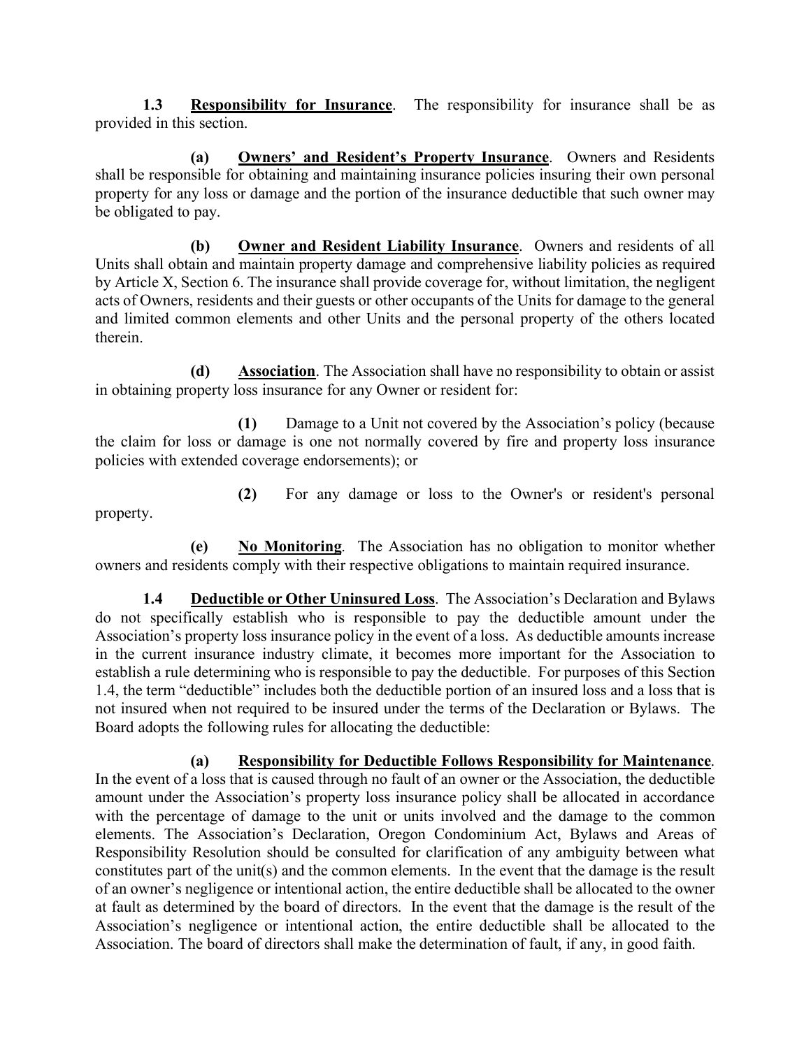**1.3 Responsibility for Insurance**. The responsibility for insurance shall be as provided in this section.

**(a) Owners' and Resident's Property Insurance**. Owners and Residents shall be responsible for obtaining and maintaining insurance policies insuring their own personal property for any loss or damage and the portion of the insurance deductible that such owner may be obligated to pay.

**(b) Owner and Resident Liability Insurance**. Owners and residents of all Units shall obtain and maintain property damage and comprehensive liability policies as required by Article X, Section 6. The insurance shall provide coverage for, without limitation, the negligent acts of Owners, residents and their guests or other occupants of the Units for damage to the general and limited common elements and other Units and the personal property of the others located therein.

**(d) Association**. The Association shall have no responsibility to obtain or assist in obtaining property loss insurance for any Owner or resident for:

**(1)** Damage to a Unit not covered by the Association's policy (because the claim for loss or damage is one not normally covered by fire and property loss insurance policies with extended coverage endorsements); or

**(2)** For any damage or loss to the Owner's or resident's personal property.

**(e) No Monitoring**. The Association has no obligation to monitor whether owners and residents comply with their respective obligations to maintain required insurance.

**1.4 Deductible or Other Uninsured Loss**. The Association's Declaration and Bylaws do not specifically establish who is responsible to pay the deductible amount under the Association's property loss insurance policy in the event of a loss. As deductible amounts increase in the current insurance industry climate, it becomes more important for the Association to establish a rule determining who is responsible to pay the deductible. For purposes of this Section 1.4, the term "deductible" includes both the deductible portion of an insured loss and a loss that is not insured when not required to be insured under the terms of the Declaration or Bylaws. The Board adopts the following rules for allocating the deductible:

**(a) Responsibility for Deductible Follows Responsibility for Maintenance**. In the event of a loss that is caused through no fault of an owner or the Association, the deductible amount under the Association's property loss insurance policy shall be allocated in accordance with the percentage of damage to the unit or units involved and the damage to the common elements. The Association's Declaration, Oregon Condominium Act, Bylaws and Areas of Responsibility Resolution should be consulted for clarification of any ambiguity between what constitutes part of the unit(s) and the common elements. In the event that the damage is the result of an owner's negligence or intentional action, the entire deductible shall be allocated to the owner at fault as determined by the board of directors. In the event that the damage is the result of the Association's negligence or intentional action, the entire deductible shall be allocated to the Association. The board of directors shall make the determination of fault, if any, in good faith.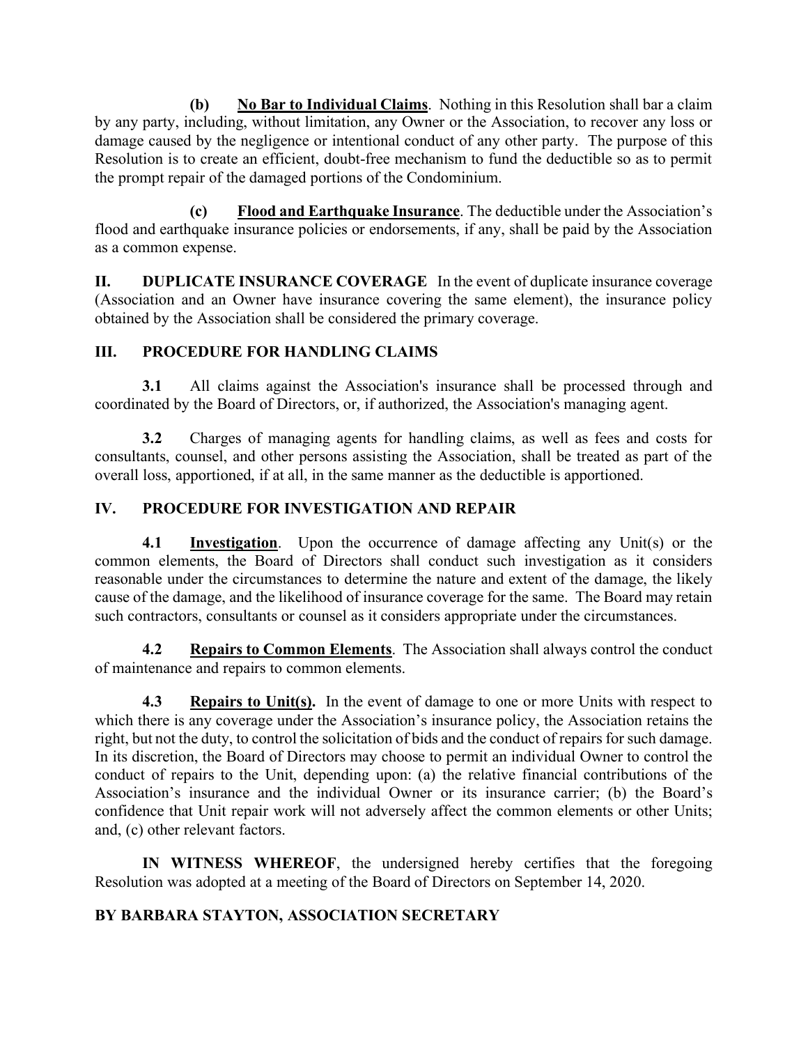**(b) No Bar to Individual Claims**. Nothing in this Resolution shall bar a claim by any party, including, without limitation, any Owner or the Association, to recover any loss or damage caused by the negligence or intentional conduct of any other party. The purpose of this Resolution is to create an efficient, doubt-free mechanism to fund the deductible so as to permit the prompt repair of the damaged portions of the Condominium.

**(c) Flood and Earthquake Insurance**. The deductible under the Association's flood and earthquake insurance policies or endorsements, if any, shall be paid by the Association as a common expense.

**II. DUPLICATE INSURANCE COVERAGE** In the event of duplicate insurance coverage (Association and an Owner have insurance covering the same element), the insurance policy obtained by the Association shall be considered the primary coverage.

## III. PROCEDURE FOR HANDLING CLAIMS

**3.1** All claims against the Association's insurance shall be processed through and coordinated by the Board of Directors, or, if authorized, the Association's managing agent.

**3.2** Charges of managing agents for handling claims, as well as fees and costs for consultants, counsel, and other persons assisting the Association, shall be treated as part of the overall loss, apportioned, if at all, in the same manner as the deductible is apportioned.

## IV. PROCEDURE FOR INVESTIGATION AND REPAIR

**4.1 Investigation**. Upon the occurrence of damage affecting any Unit(s) or the common elements, the Board of Directors shall conduct such investigation as it considers reasonable under the circumstances to determine the nature and extent of the damage, the likely cause of the damage, and the likelihood of insurance coverage for the same. The Board may retain such contractors, consultants or counsel as it considers appropriate under the circumstances.

**4.2 Repairs to Common Elements**. The Association shall always control the conduct of maintenance and repairs to common elements.

**4.3 Repairs to Unit(s).** In the event of damage to one or more Units with respect to which there is any coverage under the Association's insurance policy, the Association retains the right, but not the duty, to control the solicitation of bids and the conduct of repairs for such damage. In its discretion, the Board of Directors may choose to permit an individual Owner to control the conduct of repairs to the Unit, depending upon: (a) the relative financial contributions of the Association's insurance and the individual Owner or its insurance carrier; (b) the Board's confidence that Unit repair work will not adversely affect the common elements or other Units; and, (c) other relevant factors.

**IN WITNESS WHEREOF**, the undersigned hereby certifies that the foregoing Resolution was adopted at a meeting of the Board of Directors on September 14, 2020.

**BY BARBARA STAYTON, ASSOCIATION SECRETARY**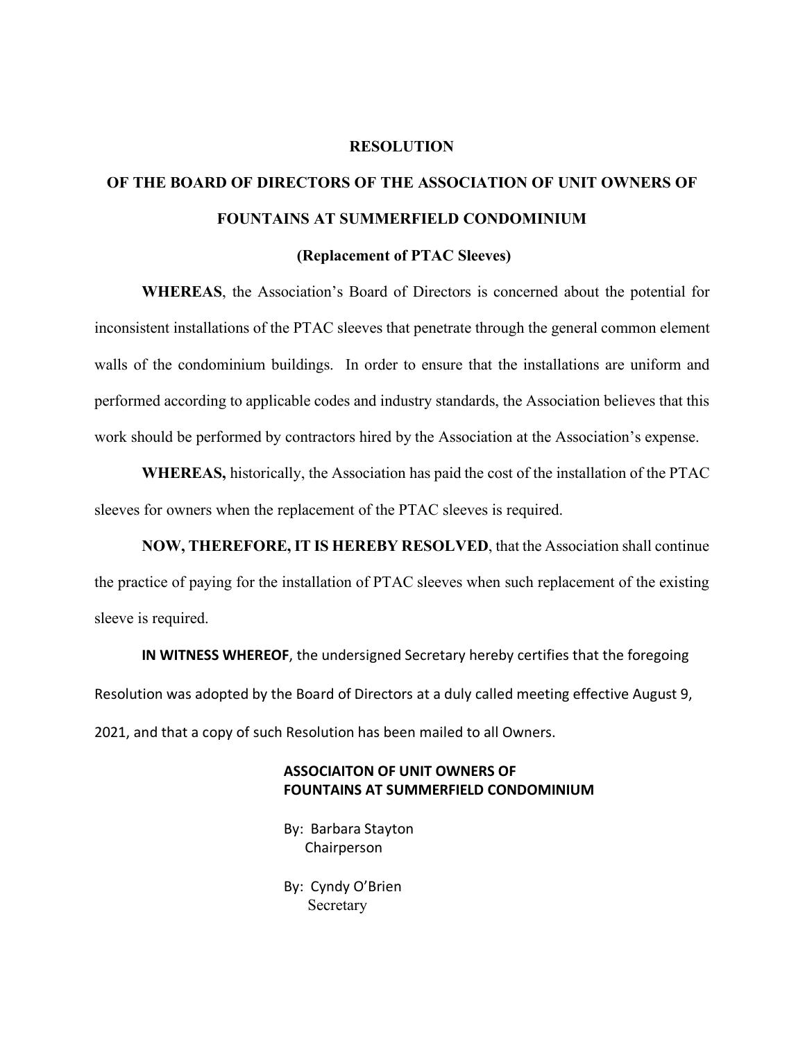# RESOLUTION

## OF THE BOARD OF DIRECTORS OF THE ASSOCIATION OF UNIT OWNERS OF FOUNTAINS AT SUMMERFIELD CONDOMINIUM

### (Replacement of PTAC Sleeves)

**WHEREAS**, the Association's Board of Directors is concerned about the potential for inconsistent installations of the PTAC sleeves that penetrate through the general common element walls of the condominium buildings. In order to ensure that the installations are uniform and performed according to applicable codes and industry standards, the Association believes that this work should be performed by contractors hired by the Association at the Association's expense.

**WHEREAS,** historically, the Association has paid the cost of the installation of the PTAC sleeves for owners when the replacement of the PTAC sleeves is required.

**NOW, THEREFORE, IT IS HEREBY RESOLVED**, that the Association shall continue the practice of paying for the installation of PTAC sleeves when such replacement of the existing sleeve is required.

**IN WITNESS WHEREOF**, the undersigned Secretary hereby certifies that the foregoing Resolution was adopted by the Board of Directors at a duly called meeting effective August 9, 2021, and that a copy of such Resolution has been mailed to all Owners.

**ASSOCIAITON OF UNIT OWNERS OF FOUNTAINS AT SUMMERFIELD CONDOMINIUM**

By: Barbara Stayton
Chairperson

By: Cyndy O'Brien
Secretary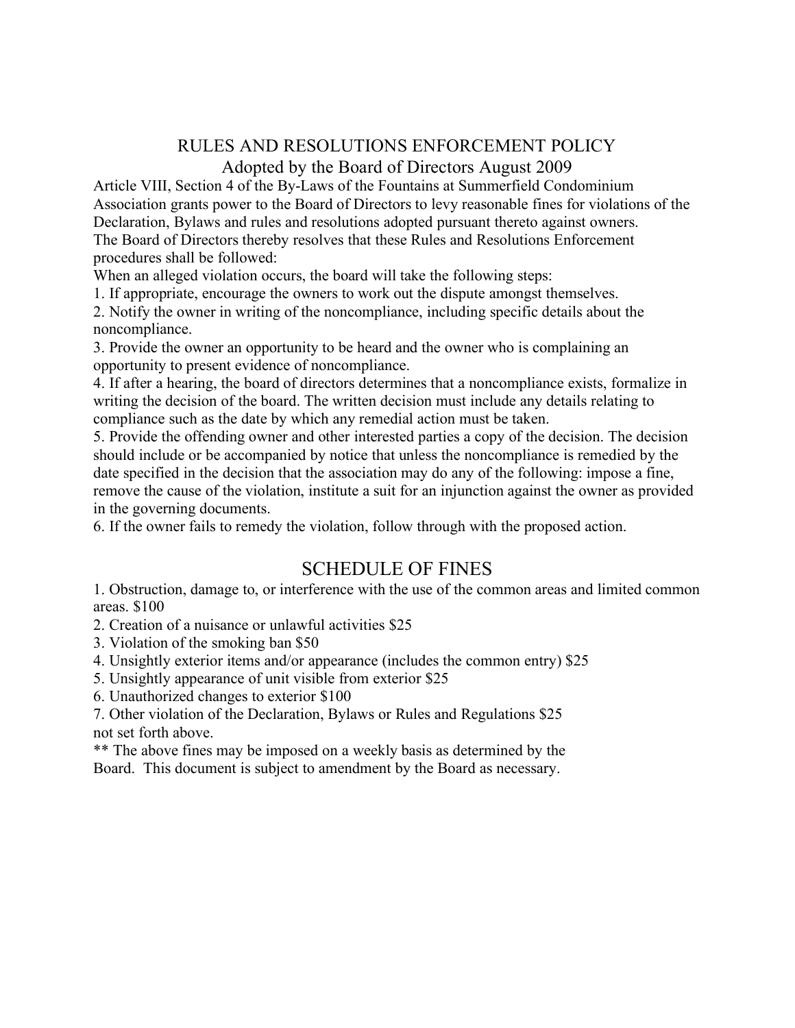# RULES AND RESOLUTIONS ENFORCEMENT POLICY

## Adopted by the Board of Directors August 2009

Article VIII, Section 4 of the By-Laws of the Fountains at Summerfield Condominium Association grants power to the Board of Directors to levy reasonable fines for violations of the Declaration, Bylaws and rules and resolutions adopted pursuant thereto against owners. The Board of Directors thereby resolves that these Rules and Resolutions Enforcement procedures shall be followed:

When an alleged violation occurs, the board will take the following steps:

1. If appropriate, encourage the owners to work out the dispute amongst themselves.
2. Notify the owner in writing of the noncompliance, including specific details about the noncompliance.
3. Provide the owner an opportunity to be heard and the owner who is complaining an opportunity to present evidence of noncompliance.
4. If after a hearing, the board of directors determines that a noncompliance exists, formalize in writing the decision of the board. The written decision must include any details relating to compliance such as the date by which any remedial action must be taken.
5. Provide the offending owner and other interested parties a copy of the decision. The decision should include or be accompanied by notice that unless the noncompliance is remedied by the date specified in the decision that the association may do any of the following: impose a fine, remove the cause of the violation, institute a suit for an injunction against the owner as provided in the governing documents.
6. If the owner fails to remedy the violation, follow through with the proposed action.

# SCHEDULE OF FINES

1. Obstruction, damage to, or interference with the use of the common areas and limited common areas. $100
2. Creation of a nuisance or unlawful activities $25
3. Violation of the smoking ban $50
4. Unsightly exterior items and/or appearance (includes the common entry) $25
5. Unsightly appearance of unit visible from exterior $25
6. Unauthorized changes to exterior $100
7. Other violation of the Declaration, Bylaws or Rules and Regulations $25 not set forth above.

** The above fines may be imposed on a weekly basis as determined by the Board. This document is subject to amendment by the Board as necessary.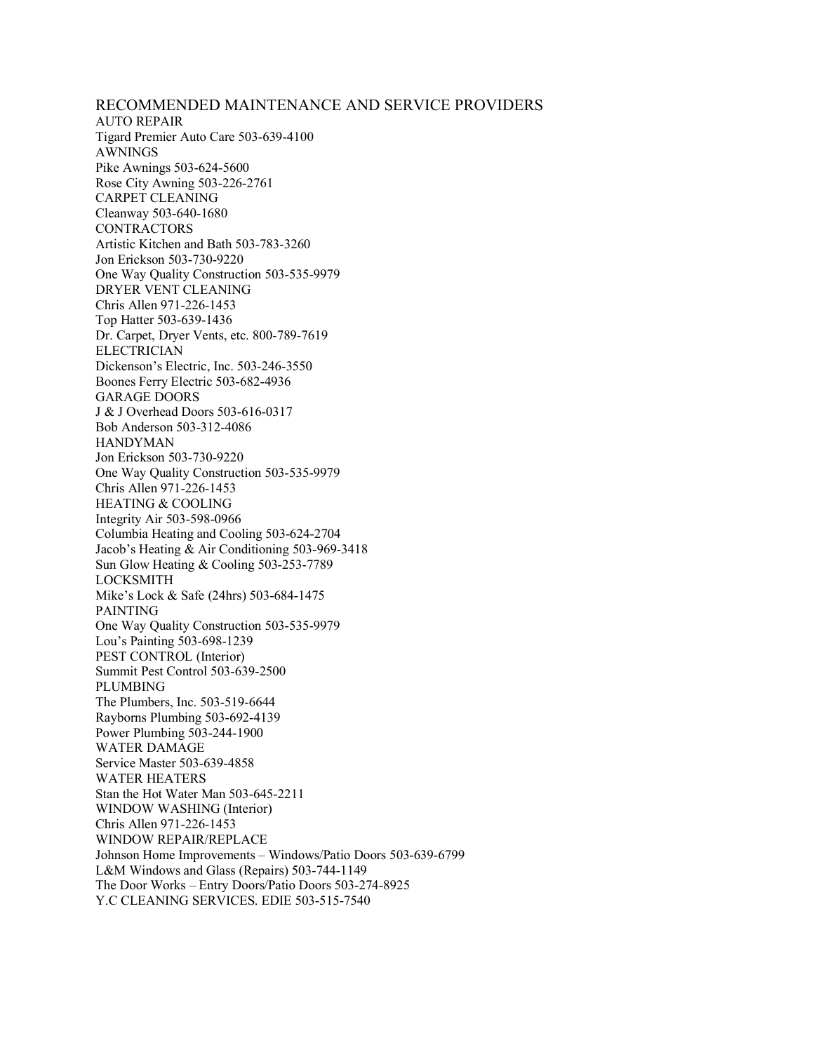# RECOMMENDED MAINTENANCE AND SERVICE PROVIDERS

AUTO REPAIR
Tigard Premier Auto Care 503-639-4100

AWNINGS
Pike Awnings 503-624-5600
Rose City Awning 503-226-2761

CARPET CLEANING
Cleanway 503-640-1680

CONTRACTORS
Artistic Kitchen and Bath 503-783-3260
Jon Erickson 503-730-9220
One Way Quality Construction 503-535-9979

DRYER VENT CLEANING
Chris Allen 971-226-1453
Top Hatter 503-639-1436
Dr. Carpet, Dryer Vents, etc. 800-789-7619

ELECTRICIAN
Dickenson's Electric, Inc. 503-246-3550
Boones Ferry Electric 503-682-4936

GARAGE DOORS
J & J Overhead Doors 503-616-0317
Bob Anderson 503-312-4086

HANDYMAN
Jon Erickson 503-730-9220
One Way Quality Construction 503-535-9979
Chris Allen 971-226-1453

HEATING & COOLING
Integrity Air 503-598-0966
Columbia Heating and Cooling 503-624-2704
Jacob's Heating & Air Conditioning 503-969-3418
Sun Glow Heating & Cooling 503-253-7789

LOCKSMITH
Mike's Lock & Safe (24hrs) 503-684-1475

PAINTING
One Way Quality Construction 503-535-9979
Lou's Painting 503-698-1239

PEST CONTROL (Interior)
Summit Pest Control 503-639-2500

PLUMBING
The Plumbers, Inc. 503-519-6644
Rayborns Plumbing 503-692-4139
Power Plumbing 503-244-1900

WATER DAMAGE
Service Master 503-639-4858

WATER HEATERS
Stan the Hot Water Man 503-645-2211

WINDOW WASHING (Interior)
Chris Allen 971-226-1453

WINDOW REPAIR/REPLACE
Johnson Home Improvements – Windows/Patio Doors 503-639-6799
L&M Windows and Glass (Repairs) 503-744-1149
The Door Works – Entry Doors/Patio Doors 503-274-8925

Y.C CLEANING SERVICES. EDIE 503-515-7540